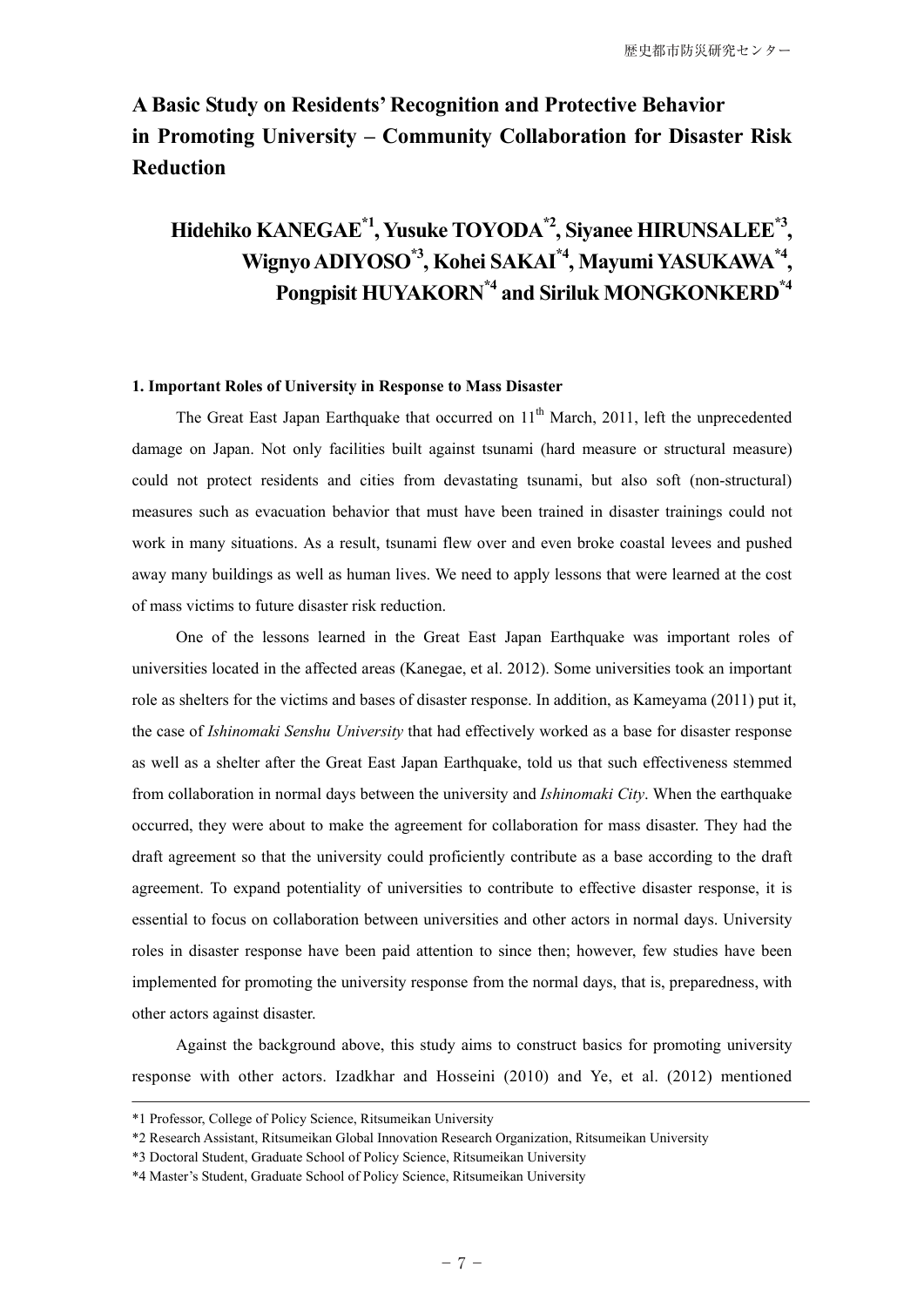# A Basic Study on Residents' Recognition and Protective Behavior in Promoting University – Community Collaboration for Disaster Risk Reduction

**Hidehiko KANEGAE[*1], Yusuke TOYODA[*2], Siyanee HIRUNSALEE[*3], Wignyo ADIYOSO[*3], Kohei SAKAI[*4], Mayumi YASUKAWA[*4], Pongpisit HUYAKORN[*4] and Siriluk MONGKONKERD[*4]**

## 1. Important Roles of University in Response to Mass Disaster

The Great East Japan Earthquake that occurred on 11[th] March, 2011, left the unprecedented damage on Japan. Not only facilities built against tsunami (hard measure or structural measure) could not protect residents and cities from devastating tsunami, but also soft (non-structural) measures such as evacuation behavior that must have been trained in disaster trainings could not work in many situations. As a result, tsunami flew over and even broke coastal levees and pushed away many buildings as well as human lives. We need to apply lessons that were learned at the cost of mass victims to future disaster risk reduction.

One of the lessons learned in the Great East Japan Earthquake was important roles of universities located in the affected areas (Kanegae, et al. 2012). Some universities took an important role as shelters for the victims and bases of disaster response. In addition, as Kameyama (2011) put it, the case of *Ishinomaki Senshu University* that had effectively worked as a base for disaster response as well as a shelter after the Great East Japan Earthquake, told us that such effectiveness stemmed from collaboration in normal days between the university and *Ishinomaki City*. When the earthquake occurred, they were about to make the agreement for collaboration for mass disaster. They had the draft agreement so that the university could proficiently contribute as a base according to the draft agreement. To expand potentiality of universities to contribute to effective disaster response, it is essential to focus on collaboration between universities and other actors in normal days. University roles in disaster response have been paid attention to since then; however, few studies have been implemented for promoting the university response from the normal days, that is, preparedness, with other actors against disaster.

Against the background above, this study aims to construct basics for promoting university response with other actors. Izadkhar and Hosseini (2010) and Ye, et al. (2012) mentioned

---

*1 Professor, College of Policy Science, Ritsumeikan University

*2 Research Assistant, Ritsumeikan Global Innovation Research Organization, Ritsumeikan University

*3 Doctoral Student, Graduate School of Policy Science, Ritsumeikan University

*4 Master's Student, Graduate School of Policy Science, Ritsumeikan University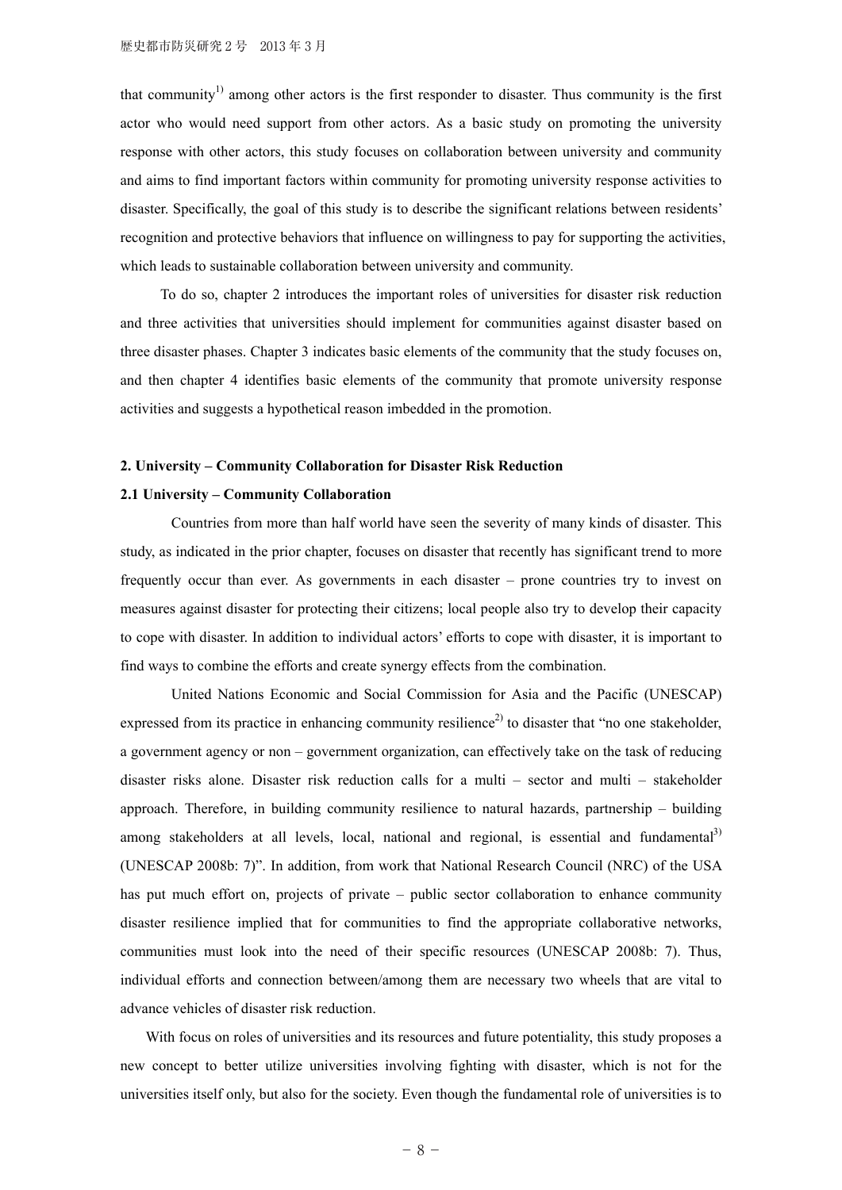that community[1)] among other actors is the first responder to disaster. Thus community is the first actor who would need support from other actors. As a basic study on promoting the university response with other actors, this study focuses on collaboration between university and community and aims to find important factors within community for promoting university response activities to disaster. Specifically, the goal of this study is to describe the significant relations between residents' recognition and protective behaviors that influence on willingness to pay for supporting the activities, which leads to sustainable collaboration between university and community.

To do so, chapter 2 introduces the important roles of universities for disaster risk reduction and three activities that universities should implement for communities against disaster based on three disaster phases. Chapter 3 indicates basic elements of the community that the study focuses on, and then chapter 4 identifies basic elements of the community that promote university response activities and suggests a hypothetical reason imbedded in the promotion.

## 2. University – Community Collaboration for Disaster Risk Reduction

### 2.1 University – Community Collaboration

Countries from more than half world have seen the severity of many kinds of disaster. This study, as indicated in the prior chapter, focuses on disaster that recently has significant trend to more frequently occur than ever. As governments in each disaster – prone countries try to invest on measures against disaster for protecting their citizens; local people also try to develop their capacity to cope with disaster. In addition to individual actors' efforts to cope with disaster, it is important to find ways to combine the efforts and create synergy effects from the combination.

United Nations Economic and Social Commission for Asia and the Pacific (UNESCAP) expressed from its practice in enhancing community resilience[2)] to disaster that "no one stakeholder, a government agency or non – government organization, can effectively take on the task of reducing disaster risks alone. Disaster risk reduction calls for a multi – sector and multi – stakeholder approach. Therefore, in building community resilience to natural hazards, partnership – building among stakeholders at all levels, local, national and regional, is essential and fundamental[3)] (UNESCAP 2008b: 7)". In addition, from work that National Research Council (NRC) of the USA has put much effort on, projects of private – public sector collaboration to enhance community disaster resilience implied that for communities to find the appropriate collaborative networks, communities must look into the need of their specific resources (UNESCAP 2008b: 7). Thus, individual efforts and connection between/among them are necessary two wheels that are vital to advance vehicles of disaster risk reduction.

With focus on roles of universities and its resources and future potentiality, this study proposes a new concept to better utilize universities involving fighting with disaster, which is not for the universities itself only, but also for the society. Even though the fundamental role of universities is to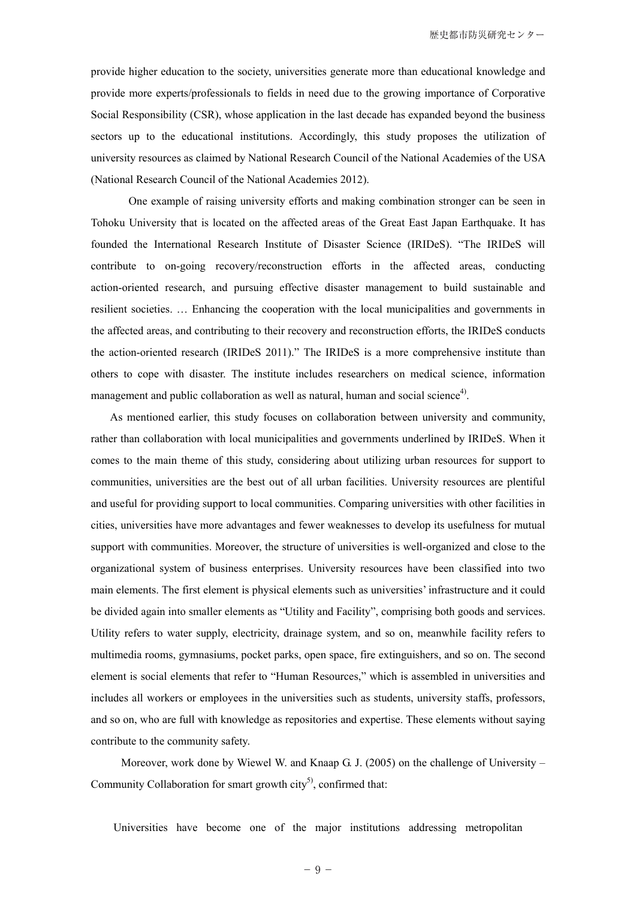provide higher education to the society, universities generate more than educational knowledge and provide more experts/professionals to fields in need due to the growing importance of Corporative Social Responsibility (CSR), whose application in the last decade has expanded beyond the business sectors up to the educational institutions. Accordingly, this study proposes the utilization of university resources as claimed by National Research Council of the National Academies of the USA (National Research Council of the National Academies 2012).

One example of raising university efforts and making combination stronger can be seen in Tohoku University that is located on the affected areas of the Great East Japan Earthquake. It has founded the International Research Institute of Disaster Science (IRIDeS). "The IRIDeS will contribute to on-going recovery/reconstruction efforts in the affected areas, conducting action-oriented research, and pursuing effective disaster management to build sustainable and resilient societies. … Enhancing the cooperation with the local municipalities and governments in the affected areas, and contributing to their recovery and reconstruction efforts, the IRIDeS conducts the action-oriented research (IRIDeS 2011)." The IRIDeS is a more comprehensive institute than others to cope with disaster. The institute includes researchers on medical science, information management and public collaboration as well as natural, human and social science[4].

As mentioned earlier, this study focuses on collaboration between university and community, rather than collaboration with local municipalities and governments underlined by IRIDeS. When it comes to the main theme of this study, considering about utilizing urban resources for support to communities, universities are the best out of all urban facilities. University resources are plentiful and useful for providing support to local communities. Comparing universities with other facilities in cities, universities have more advantages and fewer weaknesses to develop its usefulness for mutual support with communities. Moreover, the structure of universities is well-organized and close to the organizational system of business enterprises. University resources have been classified into two main elements. The first element is physical elements such as universities' infrastructure and it could be divided again into smaller elements as "Utility and Facility", comprising both goods and services. Utility refers to water supply, electricity, drainage system, and so on, meanwhile facility refers to multimedia rooms, gymnasiums, pocket parks, open space, fire extinguishers, and so on. The second element is social elements that refer to "Human Resources," which is assembled in universities and includes all workers or employees in the universities such as students, university staffs, professors, and so on, who are full with knowledge as repositories and expertise. These elements without saying contribute to the community safety.

Moreover, work done by Wiewel W. and Knaap G. J. (2005) on the challenge of University – Community Collaboration for smart growth city[5], confirmed that:

Universities have become one of the major institutions addressing metropolitan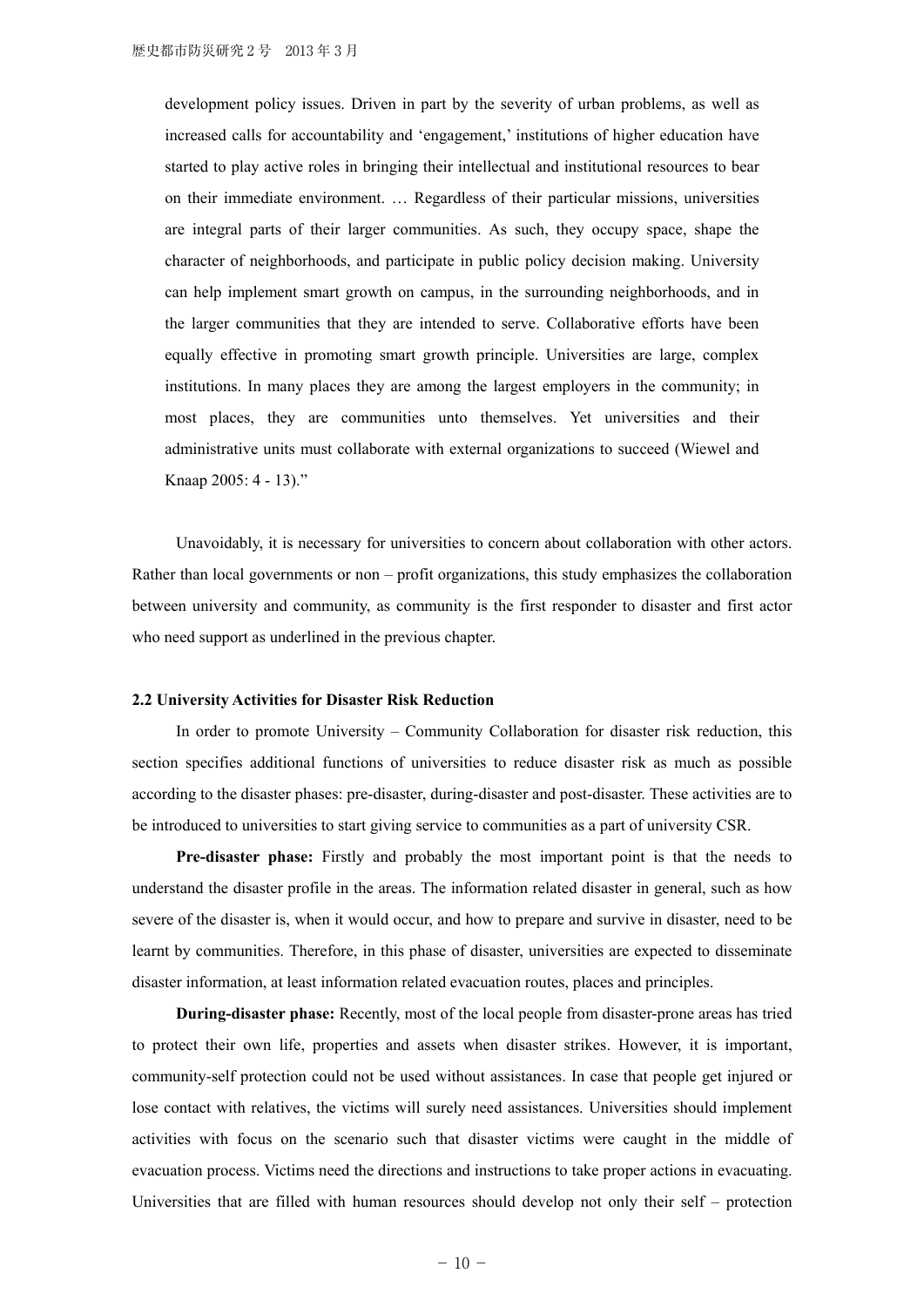> development policy issues. Driven in part by the severity of urban problems, as well as increased calls for accountability and 'engagement,' institutions of higher education have started to play active roles in bringing their intellectual and institutional resources to bear on their immediate environment. … Regardless of their particular missions, universities are integral parts of their larger communities. As such, they occupy space, shape the character of neighborhoods, and participate in public policy decision making. University can help implement smart growth on campus, in the surrounding neighborhoods, and in the larger communities that they are intended to serve. Collaborative efforts have been equally effective in promoting smart growth principle. Universities are large, complex institutions. In many places they are among the largest employers in the community; in most places, they are communities unto themselves. Yet universities and their administrative units must collaborate with external organizations to succeed (Wiewel and Knaap 2005: 4 - 13)."

Unavoidably, it is necessary for universities to concern about collaboration with other actors. Rather than local governments or non – profit organizations, this study emphasizes the collaboration between university and community, as community is the first responder to disaster and first actor who need support as underlined in the previous chapter.

**2.2 University Activities for Disaster Risk Reduction**

In order to promote University – Community Collaboration for disaster risk reduction, this section specifies additional functions of universities to reduce disaster risk as much as possible according to the disaster phases: pre-disaster, during-disaster and post-disaster. These activities are to be introduced to universities to start giving service to communities as a part of university CSR.

**Pre-disaster phase:** Firstly and probably the most important point is that the needs to understand the disaster profile in the areas. The information related disaster in general, such as how severe of the disaster is, when it would occur, and how to prepare and survive in disaster, need to be learnt by communities. Therefore, in this phase of disaster, universities are expected to disseminate disaster information, at least information related evacuation routes, places and principles.

**During-disaster phase:** Recently, most of the local people from disaster-prone areas has tried to protect their own life, properties and assets when disaster strikes. However, it is important, community-self protection could not be used without assistances. In case that people get injured or lose contact with relatives, the victims will surely need assistances. Universities should implement activities with focus on the scenario such that disaster victims were caught in the middle of evacuation process. Victims need the directions and instructions to take proper actions in evacuating. Universities that are filled with human resources should develop not only their self – protection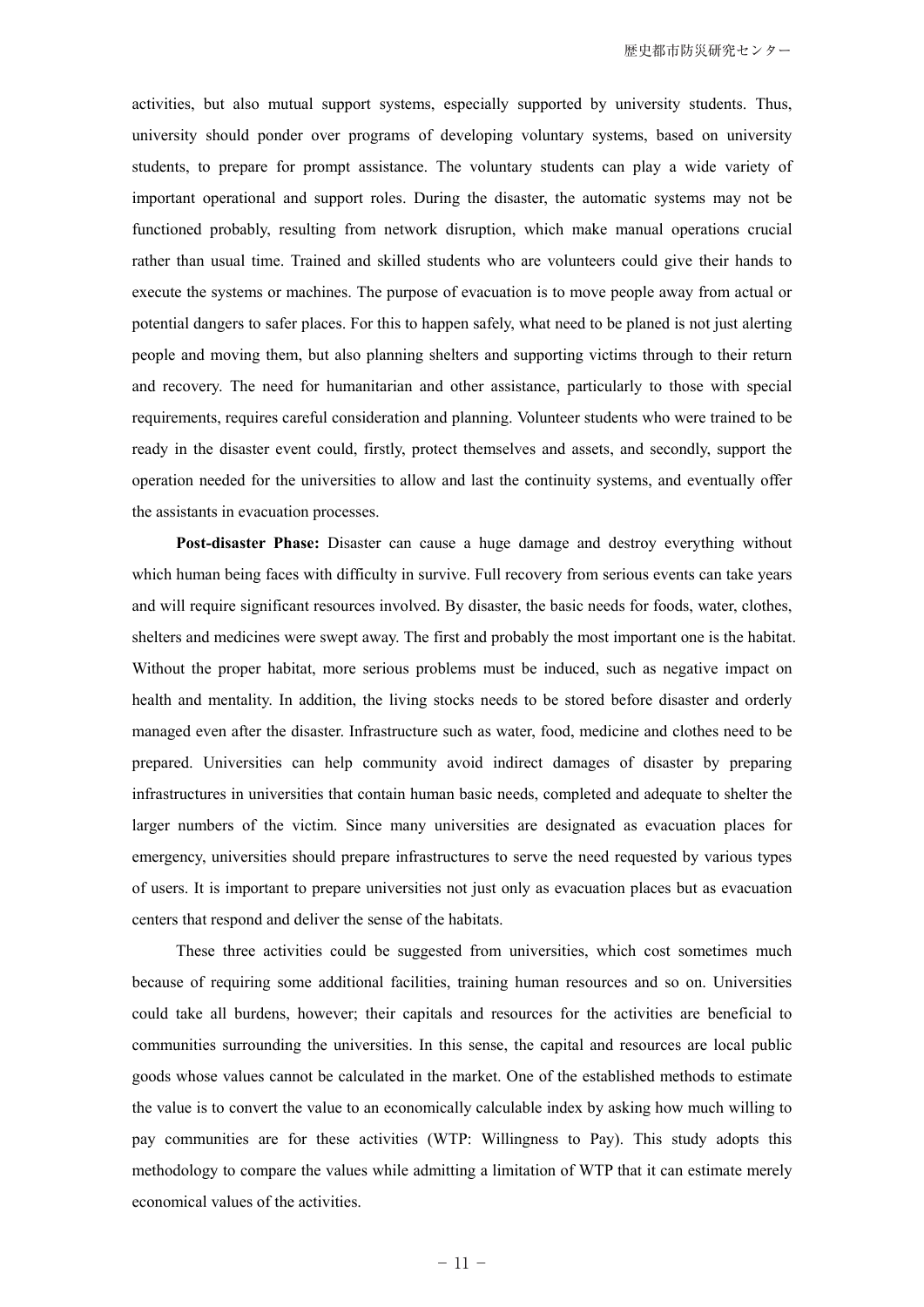activities, but also mutual support systems, especially supported by university students. Thus, university should ponder over programs of developing voluntary systems, based on university students, to prepare for prompt assistance. The voluntary students can play a wide variety of important operational and support roles. During the disaster, the automatic systems may not be functioned probably, resulting from network disruption, which make manual operations crucial rather than usual time. Trained and skilled students who are volunteers could give their hands to execute the systems or machines. The purpose of evacuation is to move people away from actual or potential dangers to safer places. For this to happen safely, what need to be planed is not just alerting people and moving them, but also planning shelters and supporting victims through to their return and recovery. The need for humanitarian and other assistance, particularly to those with special requirements, requires careful consideration and planning. Volunteer students who were trained to be ready in the disaster event could, firstly, protect themselves and assets, and secondly, support the operation needed for the universities to allow and last the continuity systems, and eventually offer the assistants in evacuation processes.

**Post-disaster Phase:** Disaster can cause a huge damage and destroy everything without which human being faces with difficulty in survive. Full recovery from serious events can take years and will require significant resources involved. By disaster, the basic needs for foods, water, clothes, shelters and medicines were swept away. The first and probably the most important one is the habitat. Without the proper habitat, more serious problems must be induced, such as negative impact on health and mentality. In addition, the living stocks needs to be stored before disaster and orderly managed even after the disaster. Infrastructure such as water, food, medicine and clothes need to be prepared. Universities can help community avoid indirect damages of disaster by preparing infrastructures in universities that contain human basic needs, completed and adequate to shelter the larger numbers of the victim. Since many universities are designated as evacuation places for emergency, universities should prepare infrastructures to serve the need requested by various types of users. It is important to prepare universities not just only as evacuation places but as evacuation centers that respond and deliver the sense of the habitats.

These three activities could be suggested from universities, which cost sometimes much because of requiring some additional facilities, training human resources and so on. Universities could take all burdens, however; their capitals and resources for the activities are beneficial to communities surrounding the universities. In this sense, the capital and resources are local public goods whose values cannot be calculated in the market. One of the established methods to estimate the value is to convert the value to an economically calculable index by asking how much willing to pay communities are for these activities (WTP: Willingness to Pay). This study adopts this methodology to compare the values while admitting a limitation of WTP that it can estimate merely economical values of the activities.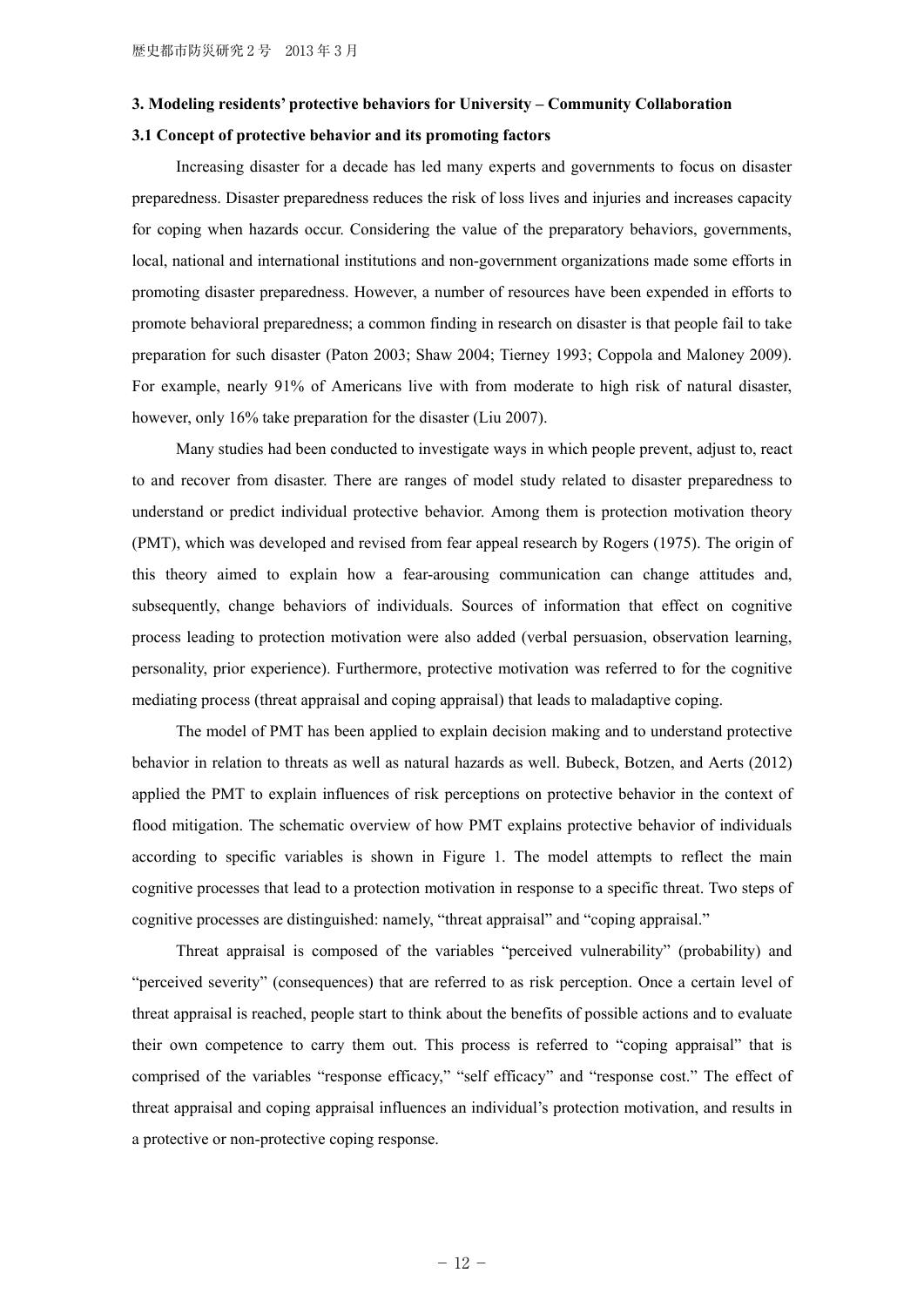### 3. Modeling residents' protective behaviors for University – Community Collaboration

#### 3.1 Concept of protective behavior and its promoting factors

Increasing disaster for a decade has led many experts and governments to focus on disaster preparedness. Disaster preparedness reduces the risk of loss lives and injuries and increases capacity for coping when hazards occur. Considering the value of the preparatory behaviors, governments, local, national and international institutions and non-government organizations made some efforts in promoting disaster preparedness. However, a number of resources have been expended in efforts to promote behavioral preparedness; a common finding in research on disaster is that people fail to take preparation for such disaster (Paton 2003; Shaw 2004; Tierney 1993; Coppola and Maloney 2009). For example, nearly 91% of Americans live with from moderate to high risk of natural disaster, however, only 16% take preparation for the disaster (Liu 2007).

Many studies had been conducted to investigate ways in which people prevent, adjust to, react to and recover from disaster. There are ranges of model study related to disaster preparedness to understand or predict individual protective behavior. Among them is protection motivation theory (PMT), which was developed and revised from fear appeal research by Rogers (1975). The origin of this theory aimed to explain how a fear-arousing communication can change attitudes and, subsequently, change behaviors of individuals. Sources of information that effect on cognitive process leading to protection motivation were also added (verbal persuasion, observation learning, personality, prior experience). Furthermore, protective motivation was referred to for the cognitive mediating process (threat appraisal and coping appraisal) that leads to maladaptive coping.

The model of PMT has been applied to explain decision making and to understand protective behavior in relation to threats as well as natural hazards as well. Bubeck, Botzen, and Aerts (2012) applied the PMT to explain influences of risk perceptions on protective behavior in the context of flood mitigation. The schematic overview of how PMT explains protective behavior of individuals according to specific variables is shown in Figure 1. The model attempts to reflect the main cognitive processes that lead to a protection motivation in response to a specific threat. Two steps of cognitive processes are distinguished: namely, "threat appraisal" and "coping appraisal."

Threat appraisal is composed of the variables "perceived vulnerability" (probability) and "perceived severity" (consequences) that are referred to as risk perception. Once a certain level of threat appraisal is reached, people start to think about the benefits of possible actions and to evaluate their own competence to carry them out. This process is referred to "coping appraisal" that is comprised of the variables "response efficacy," "self efficacy" and "response cost." The effect of threat appraisal and coping appraisal influences an individual's protection motivation, and results in a protective or non-protective coping response.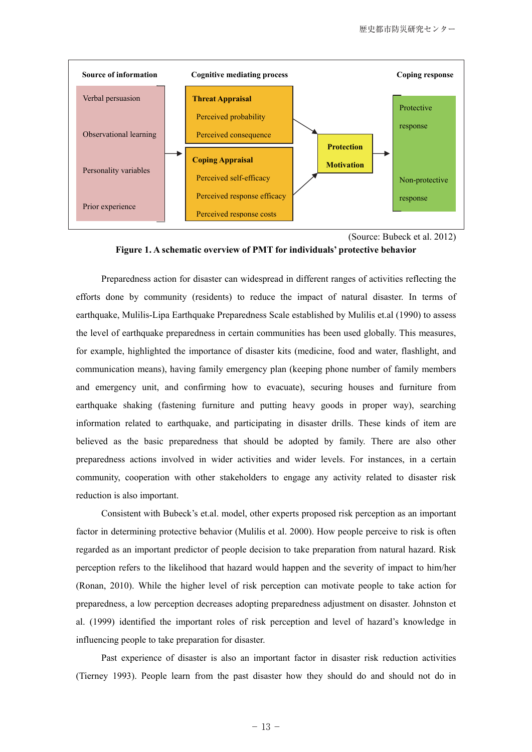| Source of information | Cognitive mediating process | | Coping response |
|---|---|---|---|
| Verbal persuasion<br>Observational learning<br>Personality variables<br>Prior experience | **Threat Appraisal**<br>Perceived probability<br>Perceived consequence<br><br>**Coping Appraisal**<br>Perceived self-efficacy<br>Perceived response efficacy<br>Perceived response costs | **Protection Motivation** | Protective response<br><br>Non-protective response |

(Source: Bubeck et al. 2012)

**Figure 1. A schematic overview of PMT for individuals' protective behavior**

Preparedness action for disaster can widespread in different ranges of activities reflecting the efforts done by community (residents) to reduce the impact of natural disaster. In terms of earthquake, Mulilis-Lipa Earthquake Preparedness Scale established by Mulilis et.al (1990) to assess the level of earthquake preparedness in certain communities has been used globally. This measures, for example, highlighted the importance of disaster kits (medicine, food and water, flashlight, and communication means), having family emergency plan (keeping phone number of family members and emergency unit, and confirming how to evacuate), securing houses and furniture from earthquake shaking (fastening furniture and putting heavy goods in proper way), searching information related to earthquake, and participating in disaster drills. These kinds of item are believed as the basic preparedness that should be adopted by family. There are also other preparedness actions involved in wider activities and wider levels. For instances, in a certain community, cooperation with other stakeholders to engage any activity related to disaster risk reduction is also important.

Consistent with Bubeck's et.al. model, other experts proposed risk perception as an important factor in determining protective behavior (Mulilis et al. 2000). How people perceive to risk is often regarded as an important predictor of people decision to take preparation from natural hazard. Risk perception refers to the likelihood that hazard would happen and the severity of impact to him/her (Ronan, 2010). While the higher level of risk perception can motivate people to take action for preparedness, a low perception decreases adopting preparedness adjustment on disaster. Johnston et al. (1999) identified the important roles of risk perception and level of hazard's knowledge in influencing people to take preparation for disaster.

Past experience of disaster is also an important factor in disaster risk reduction activities (Tierney 1993). People learn from the past disaster how they should do and should not do in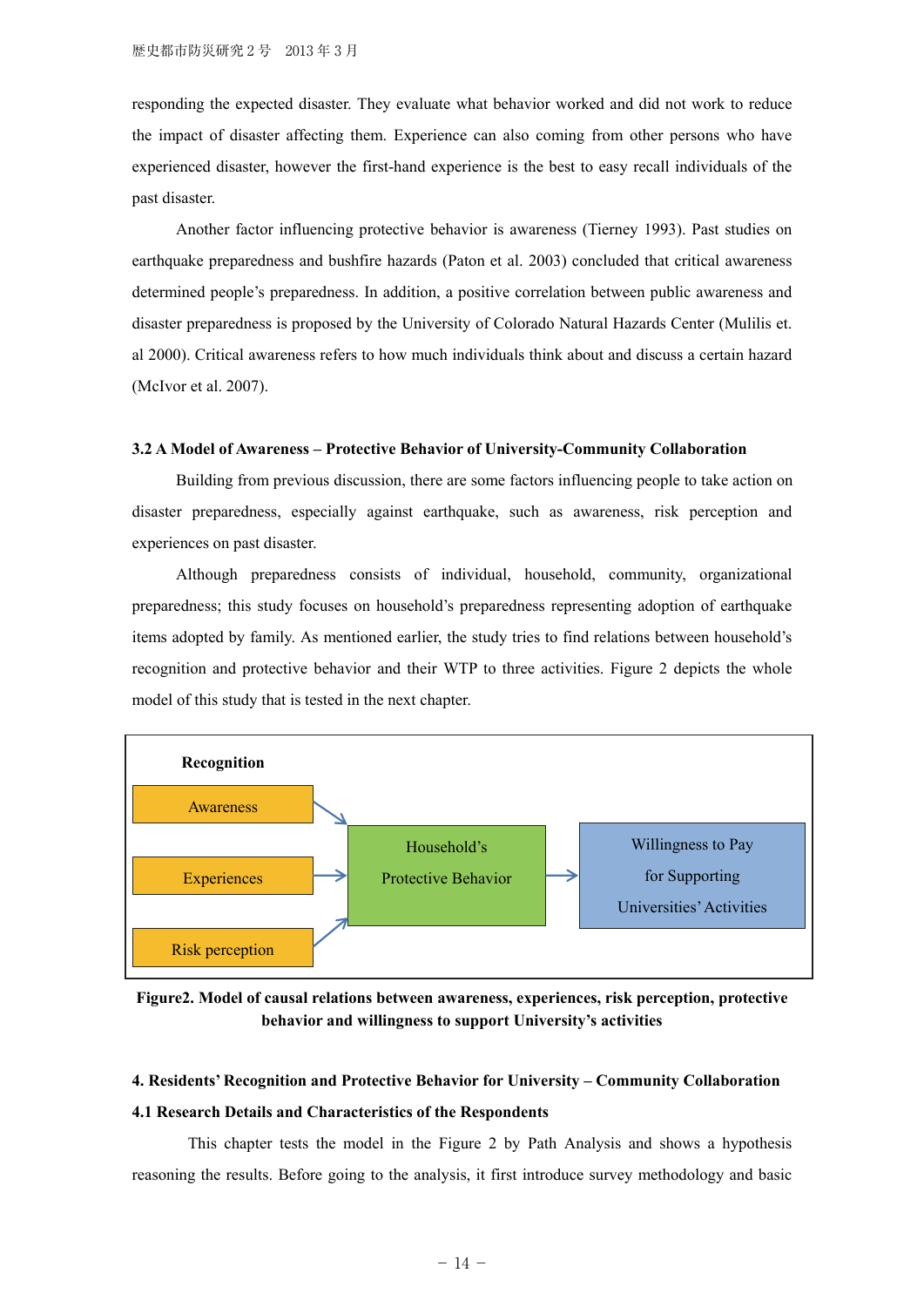responding the expected disaster. They evaluate what behavior worked and did not work to reduce the impact of disaster affecting them. Experience can also coming from other persons who have experienced disaster, however the first-hand experience is the best to easy recall individuals of the past disaster.

Another factor influencing protective behavior is awareness (Tierney 1993). Past studies on earthquake preparedness and bushfire hazards (Paton et al. 2003) concluded that critical awareness determined people's preparedness. In addition, a positive correlation between public awareness and disaster preparedness is proposed by the University of Colorado Natural Hazards Center (Mulilis et. al 2000). Critical awareness refers to how much individuals think about and discuss a certain hazard (McIvor et al. 2007).

### 3.2 A Model of Awareness – Protective Behavior of University-Community Collaboration

Building from previous discussion, there are some factors influencing people to take action on disaster preparedness, especially against earthquake, such as awareness, risk perception and experiences on past disaster.

Although preparedness consists of individual, household, community, organizational preparedness; this study focuses on household's preparedness representing adoption of earthquake items adopted by family. As mentioned earlier, the study tries to find relations between household's recognition and protective behavior and their WTP to three activities. Figure 2 depicts the whole model of this study that is tested in the next chapter.

Recognition

Awareness → Household's Protective Behavior

Experiences → Household's Protective Behavior

Risk perception → Household's Protective Behavior

Household's Protective Behavior → Willingness to Pay for Supporting Universities' Activities

**Figure2. Model of causal relations between awareness, experiences, risk perception, protective behavior and willingness to support University's activities**

## 4. Residents' Recognition and Protective Behavior for University – Community Collaboration

### 4.1 Research Details and Characteristics of the Respondents

This chapter tests the model in the Figure 2 by Path Analysis and shows a hypothesis reasoning the results. Before going to the analysis, it first introduce survey methodology and basic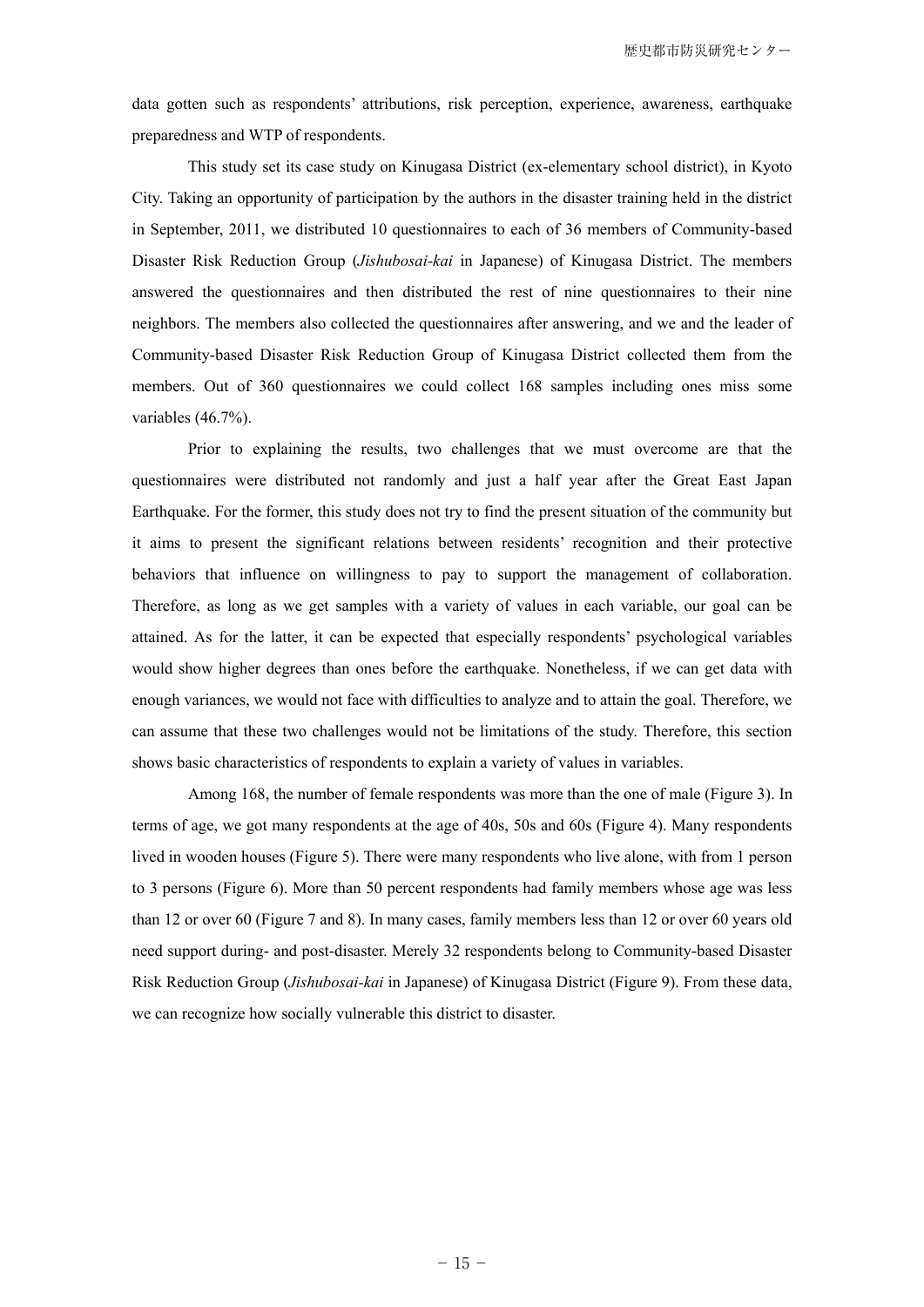data gotten such as respondents' attributions, risk perception, experience, awareness, earthquake preparedness and WTP of respondents.

This study set its case study on Kinugasa District (ex-elementary school district), in Kyoto City. Taking an opportunity of participation by the authors in the disaster training held in the district in September, 2011, we distributed 10 questionnaires to each of 36 members of Community-based Disaster Risk Reduction Group (*Jishubosai-kai* in Japanese) of Kinugasa District. The members answered the questionnaires and then distributed the rest of nine questionnaires to their nine neighbors. The members also collected the questionnaires after answering, and we and the leader of Community-based Disaster Risk Reduction Group of Kinugasa District collected them from the members. Out of 360 questionnaires we could collect 168 samples including ones miss some variables (46.7%).

Prior to explaining the results, two challenges that we must overcome are that the questionnaires were distributed not randomly and just a half year after the Great East Japan Earthquake. For the former, this study does not try to find the present situation of the community but it aims to present the significant relations between residents' recognition and their protective behaviors that influence on willingness to pay to support the management of collaboration. Therefore, as long as we get samples with a variety of values in each variable, our goal can be attained. As for the latter, it can be expected that especially respondents' psychological variables would show higher degrees than ones before the earthquake. Nonetheless, if we can get data with enough variances, we would not face with difficulties to analyze and to attain the goal. Therefore, we can assume that these two challenges would not be limitations of the study. Therefore, this section shows basic characteristics of respondents to explain a variety of values in variables.

Among 168, the number of female respondents was more than the one of male (Figure 3). In terms of age, we got many respondents at the age of 40s, 50s and 60s (Figure 4). Many respondents lived in wooden houses (Figure 5). There were many respondents who live alone, with from 1 person to 3 persons (Figure 6). More than 50 percent respondents had family members whose age was less than 12 or over 60 (Figure 7 and 8). In many cases, family members less than 12 or over 60 years old need support during- and post-disaster. Merely 32 respondents belong to Community-based Disaster Risk Reduction Group (*Jishubosai-kai* in Japanese) of Kinugasa District (Figure 9). From these data, we can recognize how socially vulnerable this district to disaster.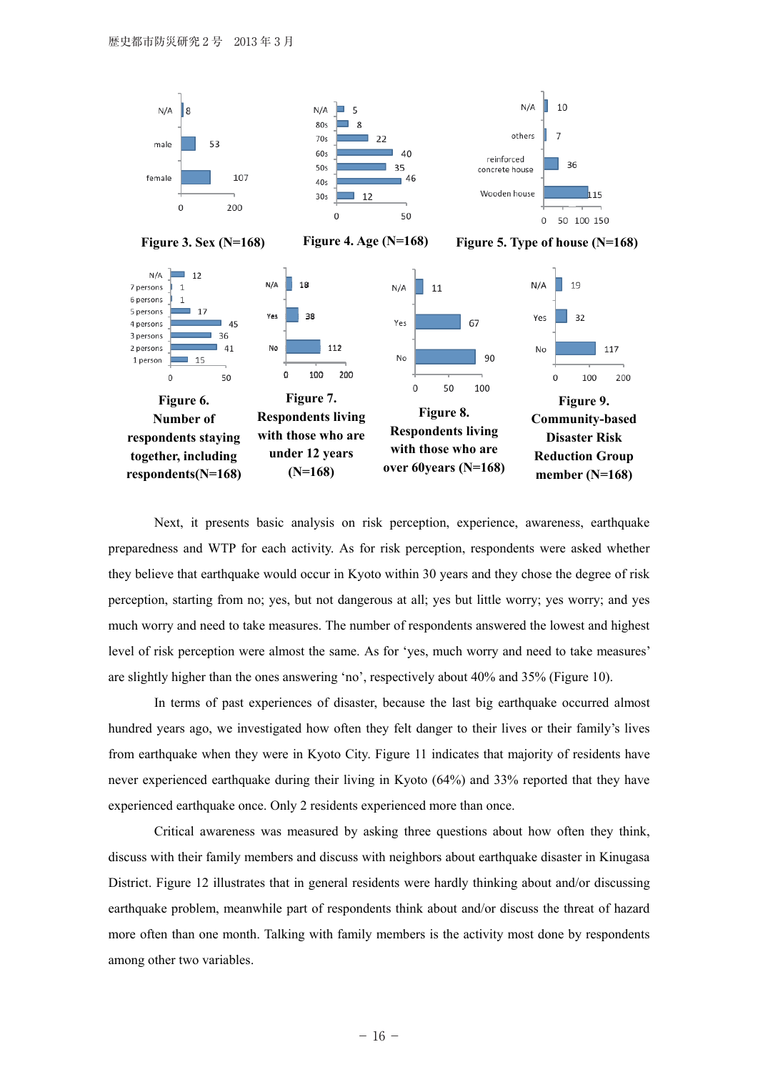Figure 3. Sex (N=168)

Figure 4. Age (N=168)

Figure 5. Type of house (N=168)

Figure 6. Number of respondents staying together, including respondents(N=168)

Figure 7. Respondents living with those who are under 12 years (N=168)

Figure 8. Respondents living with those who are over 60years (N=168)

Figure 9. Community-based Disaster Risk Reduction Group member (N=168)

Next, it presents basic analysis on risk perception, experience, awareness, earthquake preparedness and WTP for each activity. As for risk perception, respondents were asked whether they believe that earthquake would occur in Kyoto within 30 years and they chose the degree of risk perception, starting from no; yes, but not dangerous at all; yes but little worry; yes worry; and yes much worry and need to take measures. The number of respondents answered the lowest and highest level of risk perception were almost the same. As for 'yes, much worry and need to take measures' are slightly higher than the ones answering 'no', respectively about 40% and 35% (Figure 10).

In terms of past experiences of disaster, because the last big earthquake occurred almost hundred years ago, we investigated how often they felt danger to their lives or their family's lives from earthquake when they were in Kyoto City. Figure 11 indicates that majority of residents have never experienced earthquake during their living in Kyoto (64%) and 33% reported that they have experienced earthquake once. Only 2 residents experienced more than once.

Critical awareness was measured by asking three questions about how often they think, discuss with their family members and discuss with neighbors about earthquake disaster in Kinugasa District. Figure 12 illustrates that in general residents were hardly thinking about and/or discussing earthquake problem, meanwhile part of respondents think about and/or discuss the threat of hazard more often than one month. Talking with family members is the activity most done by respondents among other two variables.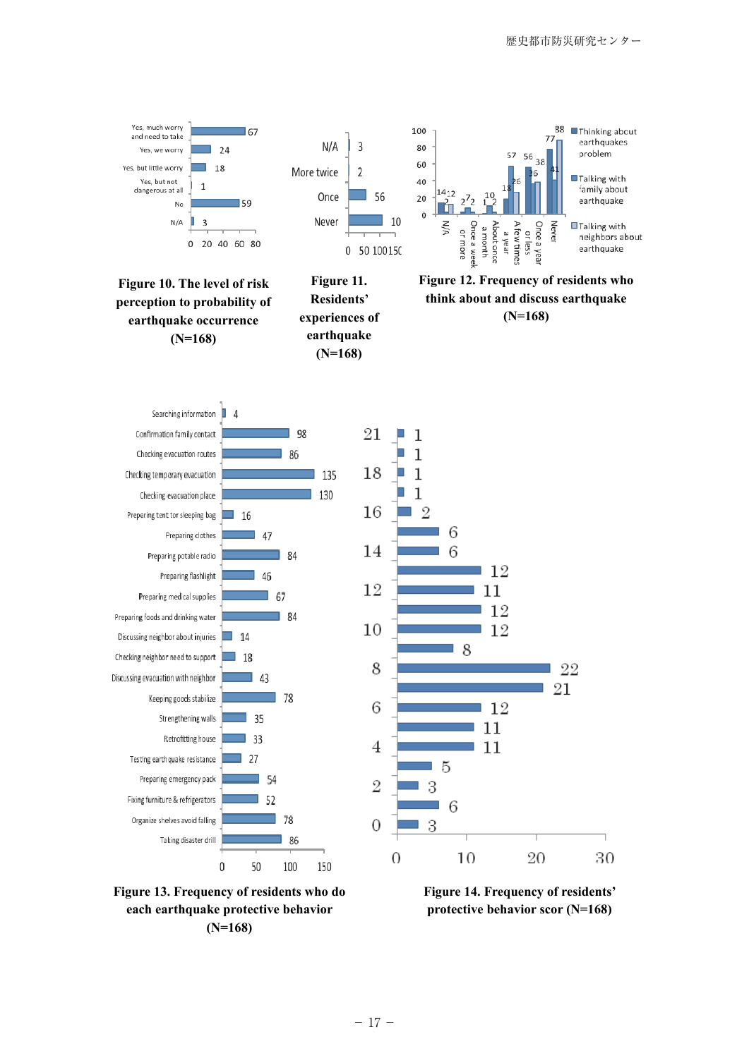| Yes, much worry and need to take | 67 |
|---|---|
| Yes, we worry | 24 |
| Yes, but little worry | 18 |
| Yes, but not dangerous at all | 1 |
| No | 59 |
| N/A | 3 |

Figure 10. The level of risk perception to probability of earthquake occurrence (N=168)

| N/A | 3 |
|---|---|
| More twice | 2 |
| Once | 56 |
| Never | 10 |

Figure 11. Residents' experiences of earthquake (N=168)

| | Thinking about earthquakes problem | Talking with family about earthquake | Talking with neighbors about earthquake |
|---|---|---|---|
| N/A | 14 | 2 | 12 |
| Once a week or more | 2 | 7 | 2 |
| About once a month | 1 | 10 | 2 |
| About once a year | 18 | 57 | 26 |
| A few times or less | 56 | 36 | 38 |
| Once a year | 77 | 41 | 88 |
| Never | | | |

Figure 12. Frequency of residents who think about and discuss earthquake (N=168)

| Behavior | Frequency |
|---|---|
| Searching information | 4 |
| Confirmation family contact | 98 |
| Checking evacuation routes | 86 |
| Checking temporary evacuation | 135 |
| Checking evacuation place | 130 |
| Preparing tent tor sleeping bag | 16 |
| Preparing clothes | 47 |
| Preparing potable radio | 84 |
| Preparing flashlight | 46 |
| Preparing medical supplies | 67 |
| Preparing foods and drinking water | 84 |
| Discussing neighbor about injuries | 14 |
| Checking neighbor need to support | 18 |
| Discussing evacuation with neighbor | 43 |
| Keeping goods stabilize | 78 |
| Strengthening walls | 35 |
| Retrofitting house | 33 |
| Testing earthquake resistance | 27 |
| Preparing emergency pack | 54 |
| Fixing furniture & refrigerators | 52 |
| Organize shelves avoid falling | 78 |
| Taking disaster drill | 86 |

Figure 13. Frequency of residents who do each earthquake protective behavior (N=168)

| Score | Frequency |
|---|---|
| 21 | 1 |
| 20 | 1 |
| 18 | 1 |
| 17 | 1 |
| 16 | 2 |
| 15 | 6 |
| 14 | 6 |
| 13 | 12 |
| 12 | 11 |
| 11 | 12 |
| 10 | 12 |
| 9 | 8 |
| 8 | 22 |
| 7 | 21 |
| 6 | 12 |
| 5 | 11 |
| 4 | 11 |
| 3 | 5 |
| 2 | 3 |
| 1 | 6 |
| 0 | 3 |

Figure 14. Frequency of residents' protective behavior scor (N=168)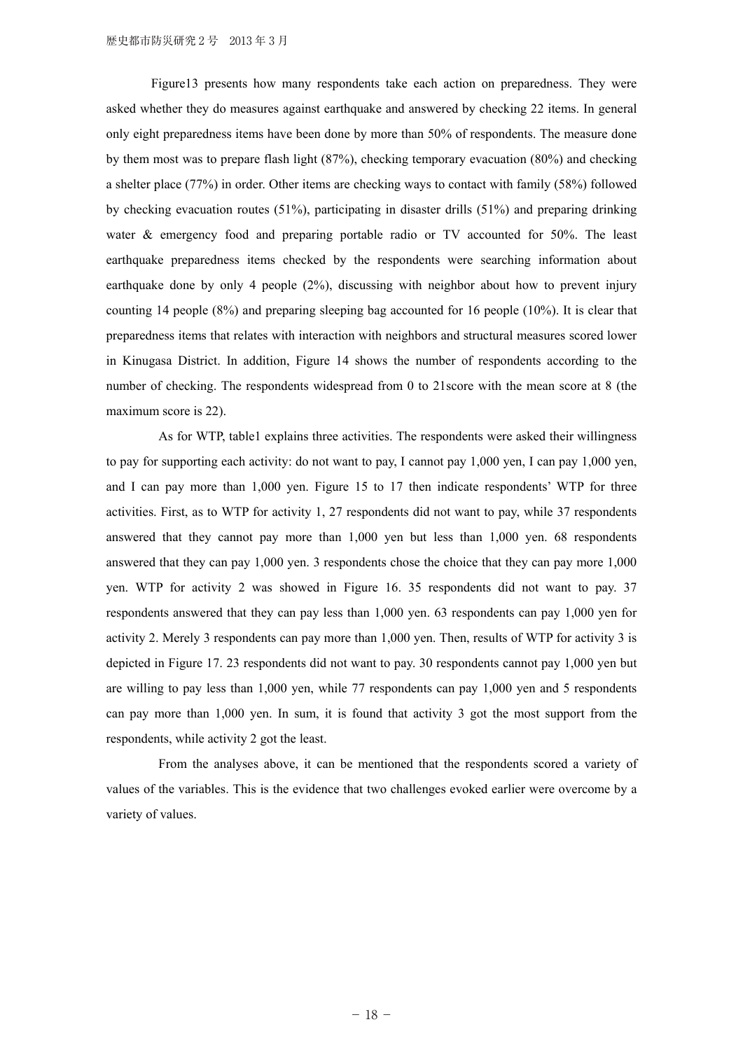Figure13 presents how many respondents take each action on preparedness. They were asked whether they do measures against earthquake and answered by checking 22 items. In general only eight preparedness items have been done by more than 50% of respondents. The measure done by them most was to prepare flash light (87%), checking temporary evacuation (80%) and checking a shelter place (77%) in order. Other items are checking ways to contact with family (58%) followed by checking evacuation routes (51%), participating in disaster drills (51%) and preparing drinking water & emergency food and preparing portable radio or TV accounted for 50%. The least earthquake preparedness items checked by the respondents were searching information about earthquake done by only 4 people (2%), discussing with neighbor about how to prevent injury counting 14 people (8%) and preparing sleeping bag accounted for 16 people (10%). It is clear that preparedness items that relates with interaction with neighbors and structural measures scored lower in Kinugasa District. In addition, Figure 14 shows the number of respondents according to the number of checking. The respondents widespread from 0 to 21score with the mean score at 8 (the maximum score is 22).

As for WTP, table1 explains three activities. The respondents were asked their willingness to pay for supporting each activity: do not want to pay, I cannot pay 1,000 yen, I can pay 1,000 yen, and I can pay more than 1,000 yen. Figure 15 to 17 then indicate respondents' WTP for three activities. First, as to WTP for activity 1, 27 respondents did not want to pay, while 37 respondents answered that they cannot pay more than 1,000 yen but less than 1,000 yen. 68 respondents answered that they can pay 1,000 yen. 3 respondents chose the choice that they can pay more 1,000 yen. WTP for activity 2 was showed in Figure 16. 35 respondents did not want to pay. 37 respondents answered that they can pay less than 1,000 yen. 63 respondents can pay 1,000 yen for activity 2. Merely 3 respondents can pay more than 1,000 yen. Then, results of WTP for activity 3 is depicted in Figure 17. 23 respondents did not want to pay. 30 respondents cannot pay 1,000 yen but are willing to pay less than 1,000 yen, while 77 respondents can pay 1,000 yen and 5 respondents can pay more than 1,000 yen. In sum, it is found that activity 3 got the most support from the respondents, while activity 2 got the least.

From the analyses above, it can be mentioned that the respondents scored a variety of values of the variables. This is the evidence that two challenges evoked earlier were overcome by a variety of values.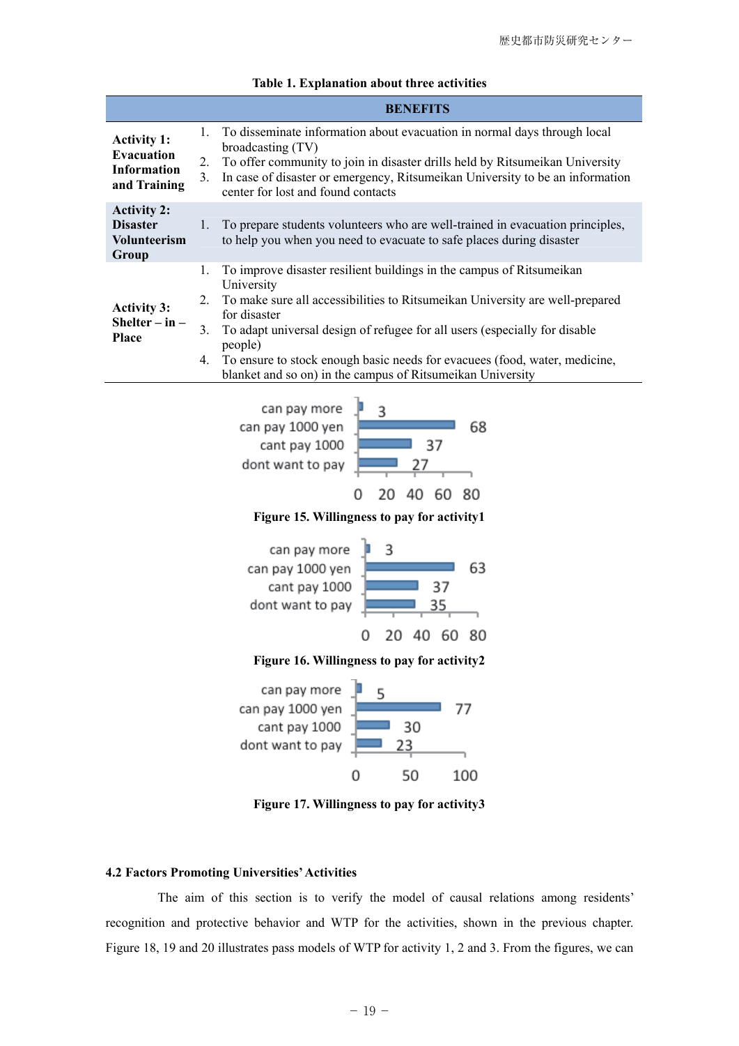**Table 1. Explanation about three activities**

| | BENEFITS |
|---|---|
| **Activity 1: Evacuation Information and Training** | 1. To disseminate information about evacuation in normal days through local broadcasting (TV)<br>2. To offer community to join in disaster drills held by Ritsumeikan University<br>3. In case of disaster or emergency, Ritsumeikan University to be an information center for lost and found contacts |
| **Activity 2: Disaster Volunteerism Group** | 1. To prepare students volunteers who are well-trained in evacuation principles, to help you when you need to evacuate to safe places during disaster |
| **Activity 3: Shelter – in – Place** | 1. To improve disaster resilient buildings in the campus of Ritsumeikan University<br>2. To make sure all accessibilities to Ritsumeikan University are well-prepared for disaster<br>3. To adapt universal design of refugee for all users (especially for disable people)<br>4. To ensure to stock enough basic needs for evacuees (food, water, medicine, blanket and so on) in the campus of Ritsumeikan University |

| | |
|---|---|
| can pay more | 3 |
| can pay 1000 yen | 68 |
| cant pay 1000 | 37 |
| dont want to pay | 27 |

**Figure 15. Willingness to pay for activity1**

| | |
|---|---|
| can pay more | 3 |
| can pay 1000 yen | 63 |
| cant pay 1000 | 37 |
| dont want to pay | 35 |

**Figure 16. Willingness to pay for activity2**

| | |
|---|---|
| can pay more | 5 |
| can pay 1000 yen | 77 |
| cant pay 1000 | 30 |
| dont want to pay | 23 |

**Figure 17. Willingness to pay for activity3**

#### 4.2 Factors Promoting Universities' Activities

The aim of this section is to verify the model of causal relations among residents' recognition and protective behavior and WTP for the activities, shown in the previous chapter. Figure 18, 19 and 20 illustrates pass models of WTP for activity 1, 2 and 3. From the figures, we can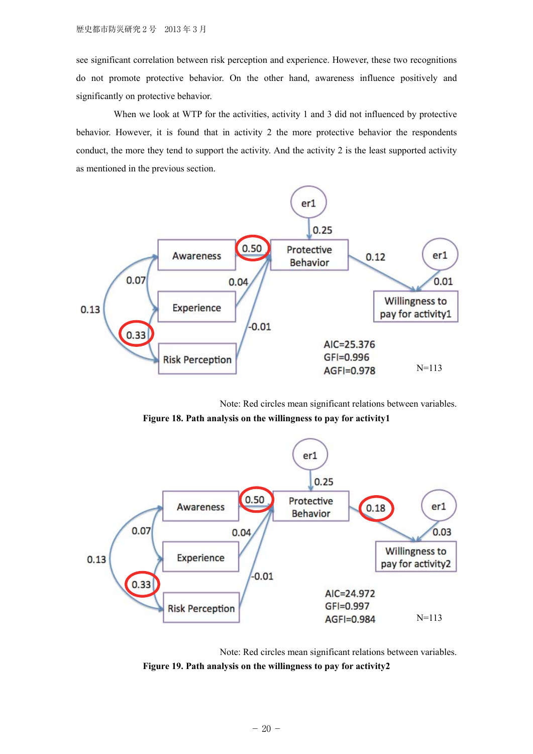see significant correlation between risk perception and experience. However, these two recognitions do not promote protective behavior. On the other hand, awareness influence positively and significantly on protective behavior.

When we look at WTP for the activities, activity 1 and 3 did not influenced by protective behavior. However, it is found that in activity 2 the more protective behavior the respondents conduct, the more they tend to support the activity. And the activity 2 is the least supported activity as mentioned in the previous section.

er1

0.25

Awareness 0.50 Protective Behavior 0.12 er1

0.07 0.04 0.01

0.13 Experience Willingness to pay for activity1

-0.01

0.33

Risk Perception

AIC=25.376
GFI=0.996
AGFI=0.978

N=113

Note: Red circles mean significant relations between variables.

**Figure 18. Path analysis on the willingness to pay for activity1**

er1

0.25

Awareness 0.50 Protective Behavior 0.18 er1

0.07 0.04 0.03

0.13 Experience Willingness to pay for activity2

-0.01

0.33

Risk Perception

AIC=24.972
GFI=0.997
AGFI=0.984

N=113

Note: Red circles mean significant relations between variables.

**Figure 19. Path analysis on the willingness to pay for activity2**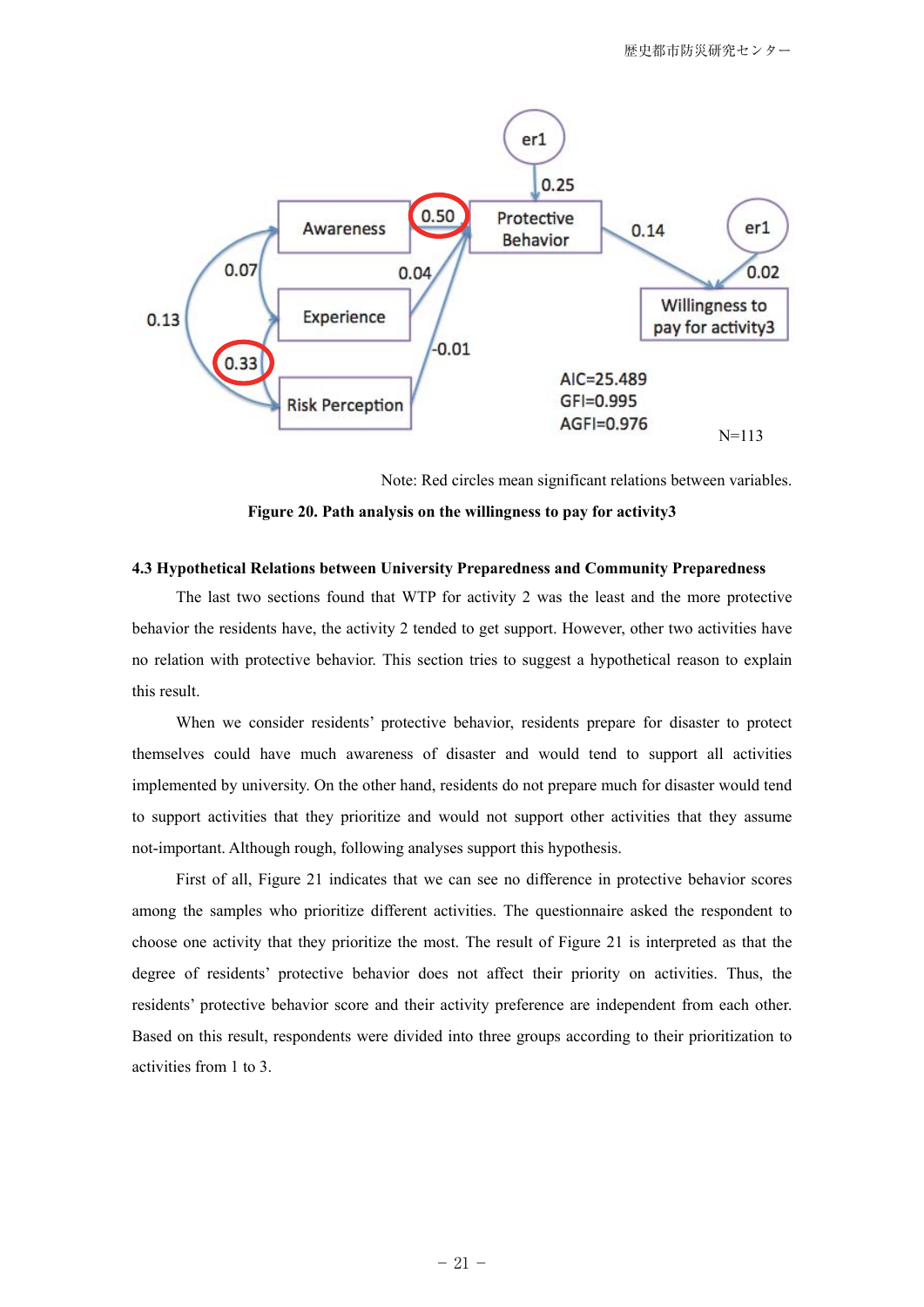Note: Red circles mean significant relations between variables.

**Figure 20. Path analysis on the willingness to pay for activity3**

### 4.3 Hypothetical Relations between University Preparedness and Community Preparedness

The last two sections found that WTP for activity 2 was the least and the more protective behavior the residents have, the activity 2 tended to get support. However, other two activities have no relation with protective behavior. This section tries to suggest a hypothetical reason to explain this result.

When we consider residents' protective behavior, residents prepare for disaster to protect themselves could have much awareness of disaster and would tend to support all activities implemented by university. On the other hand, residents do not prepare much for disaster would tend to support activities that they prioritize and would not support other activities that they assume not-important. Although rough, following analyses support this hypothesis.

First of all, Figure 21 indicates that we can see no difference in protective behavior scores among the samples who prioritize different activities. The questionnaire asked the respondent to choose one activity that they prioritize the most. The result of Figure 21 is interpreted as that the degree of residents' protective behavior does not affect their priority on activities. Thus, the residents' protective behavior score and their activity preference are independent from each other. Based on this result, respondents were divided into three groups according to their prioritization to activities from 1 to 3.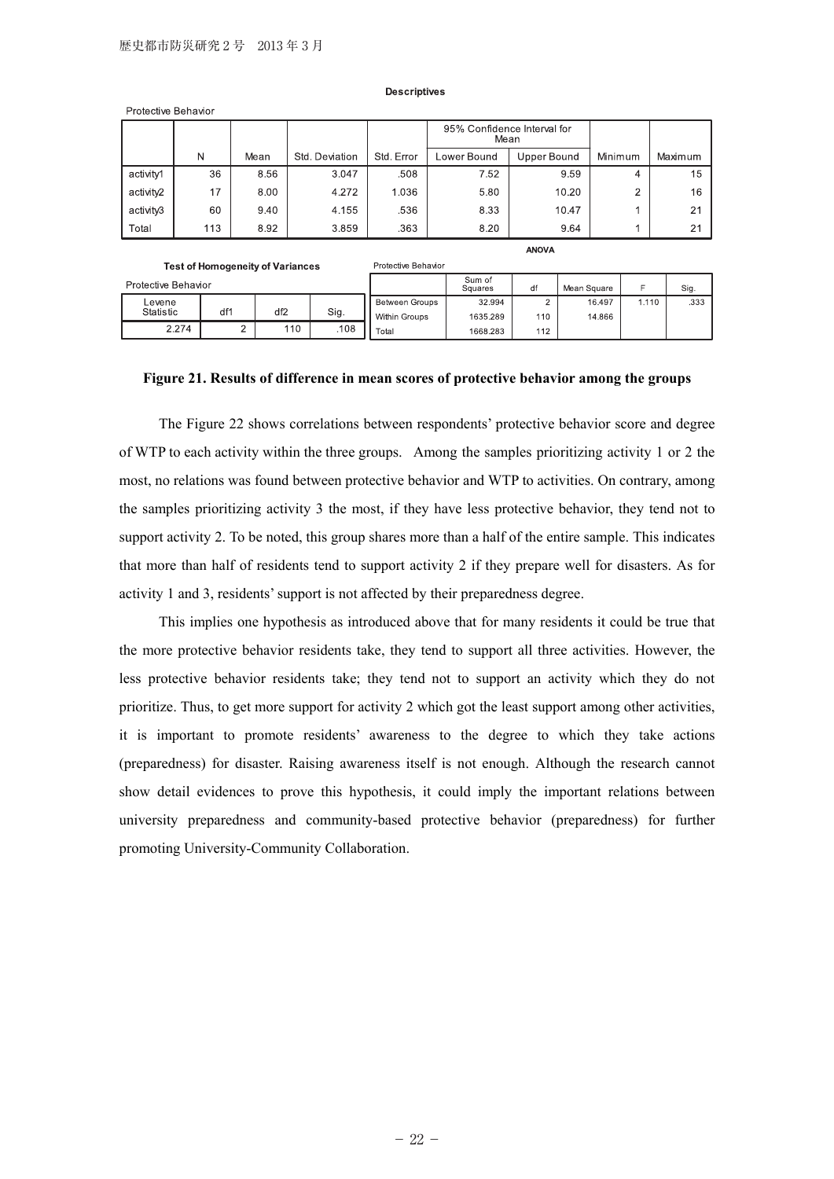**Descriptives**

Protective Behavior

| | N | Mean | Std. Deviation | Std. Error | 95% Confidence Interval for Mean | | Minimum | Maximum |
|---|---|---|---|---|---|---|---|---|
| | | | | | Lower Bound | Upper Bound | | |
| activity1 | 36 | 8.56 | 3.047 | .508 | 7.52 | 9.59 | 4 | 15 |
| activity2 | 17 | 8.00 | 4.272 | 1.036 | 5.80 | 10.20 | 2 | 16 |
| activity3 | 60 | 9.40 | 4.155 | .536 | 8.33 | 10.47 | 1 | 21 |
| Total | 113 | 8.92 | 3.859 | .363 | 8.20 | 9.64 | 1 | 21 |

**Test of Homogeneity of Variances**

Protective Behavior

| Levene Statistic | df1 | df2 | Sig. |
|---|---|---|---|
| 2.274 | 2 | 110 | .108 |

**ANOVA**

Protective Behavior

| | Sum of Squares | df | Mean Square | F | Sig. |
|---|---|---|---|---|---|
| Between Groups | 32.994 | 2 | 16.497 | 1.110 | .333 |
| Within Groups | 1635.289 | 110 | 14.866 | | |
| Total | 1668.283 | 112 | | | |

**Figure 21. Results of difference in mean scores of protective behavior among the groups**

The Figure 22 shows correlations between respondents' protective behavior score and degree of WTP to each activity within the three groups. Among the samples prioritizing activity 1 or 2 the most, no relations was found between protective behavior and WTP to activities. On contrary, among the samples prioritizing activity 3 the most, if they have less protective behavior, they tend not to support activity 2. To be noted, this group shares more than a half of the entire sample. This indicates that more than half of residents tend to support activity 2 if they prepare well for disasters. As for activity 1 and 3, residents' support is not affected by their preparedness degree.

This implies one hypothesis as introduced above that for many residents it could be true that the more protective behavior residents take, they tend to support all three activities. However, the less protective behavior residents take; they tend not to support an activity which they do not prioritize. Thus, to get more support for activity 2 which got the least support among other activities, it is important to promote residents' awareness to the degree to which they take actions (preparedness) for disaster. Raising awareness itself is not enough. Although the research cannot show detail evidences to prove this hypothesis, it could imply the important relations between university preparedness and community-based protective behavior (preparedness) for further promoting University-Community Collaboration.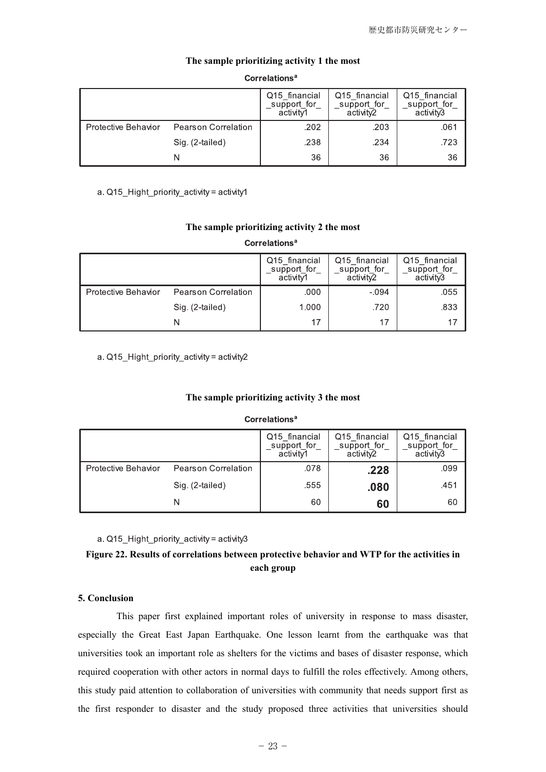**The sample prioritizing activity 1 the most**

**Correlations[a]**

| | | Q15_financial_support_for_activity1 | Q15_financial_support_for_activity2 | Q15_financial_support_for_activity3 |
|---|---|---|---|---|
| Protective Behavior | Pearson Correlation | .202 | .203 | .061 |
| | Sig. (2-tailed) | .238 | .234 | .723 |
| | N | 36 | 36 | 36 |

a. Q15_Hight_priority_activity = activity1

**The sample prioritizing activity 2 the most**

**Correlations[a]**

| | | Q15_financial_support_for_activity1 | Q15_financial_support_for_activity2 | Q15_financial_support_for_activity3 |
|---|---|---|---|---|
| Protective Behavior | Pearson Correlation | .000 | -.094 | .055 |
| | Sig. (2-tailed) | 1.000 | .720 | .833 |
| | N | 17 | 17 | 17 |

a. Q15_Hight_priority_activity = activity2

**The sample prioritizing activity 3 the most**

**Correlations[a]**

| | | Q15_financial_support_for_activity1 | Q15_financial_support_for_activity2 | Q15_financial_support_for_activity3 |
|---|---|---|---|---|
| Protective Behavior | Pearson Correlation | .078 | **.228** | .099 |
| | Sig. (2-tailed) | .555 | **.080** | .451 |
| | N | 60 | **60** | 60 |

a. Q15_Hight_priority_activity = activity3

**Figure 22. Results of correlations between protective behavior and WTP for the activities in each group**

### 5. Conclusion

This paper first explained important roles of university in response to mass disaster, especially the Great East Japan Earthquake. One lesson learnt from the earthquake was that universities took an important role as shelters for the victims and bases of disaster response, which required cooperation with other actors in normal days to fulfill the roles effectively. Among others, this study paid attention to collaboration of universities with community that needs support first as the first responder to disaster and the study proposed three activities that universities should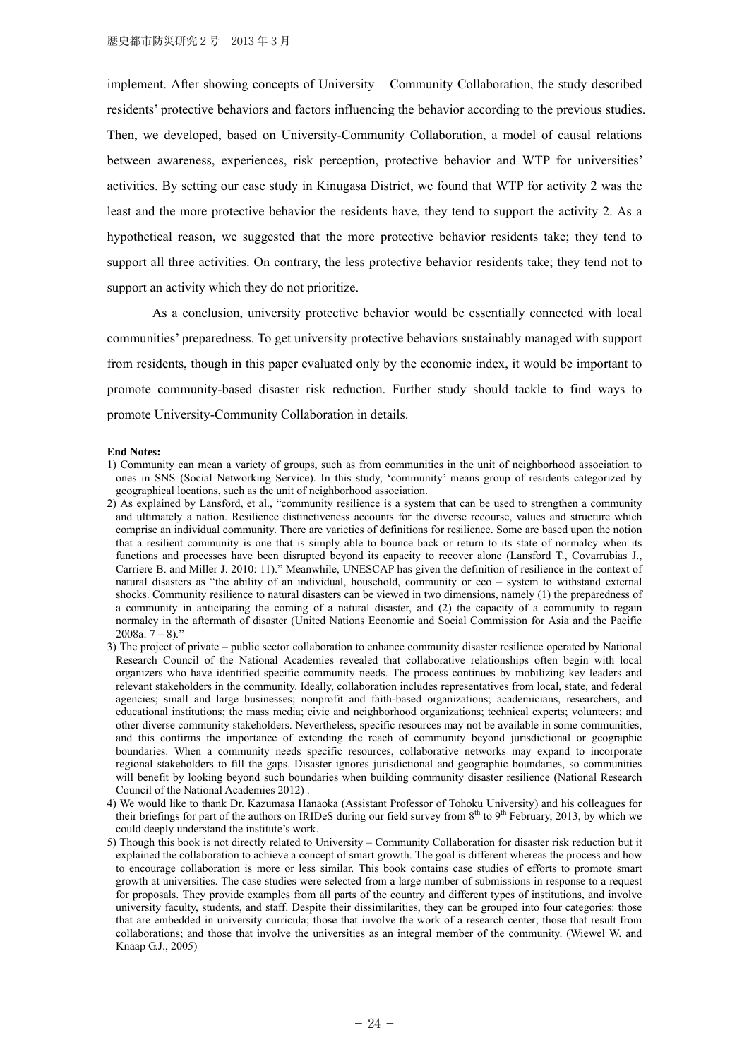implement. After showing concepts of University – Community Collaboration, the study described residents' protective behaviors and factors influencing the behavior according to the previous studies. Then, we developed, based on University-Community Collaboration, a model of causal relations between awareness, experiences, risk perception, protective behavior and WTP for universities' activities. By setting our case study in Kinugasa District, we found that WTP for activity 2 was the least and the more protective behavior the residents have, they tend to support the activity 2. As a hypothetical reason, we suggested that the more protective behavior residents take; they tend to support all three activities. On contrary, the less protective behavior residents take; they tend not to support an activity which they do not prioritize.

As a conclusion, university protective behavior would be essentially connected with local communities' preparedness. To get university protective behaviors sustainably managed with support from residents, though in this paper evaluated only by the economic index, it would be important to promote community-based disaster risk reduction. Further study should tackle to find ways to promote University-Community Collaboration in details.

**End Notes:**

1) Community can mean a variety of groups, such as from communities in the unit of neighborhood association to ones in SNS (Social Networking Service). In this study, 'community' means group of residents categorized by geographical locations, such as the unit of neighborhood association.

2) As explained by Lansford, et al., "community resilience is a system that can be used to strengthen a community and ultimately a nation. Resilience distinctiveness accounts for the diverse recourse, values and structure which comprise an individual community. There are varieties of definitions for resilience. Some are based upon the notion that a resilient community is one that is simply able to bounce back or return to its state of normalcy when its functions and processes have been disrupted beyond its capacity to recover alone (Lansford T., Covarrubias J., Carriere B. and Miller J. 2010: 11)." Meanwhile, UNESCAP has given the definition of resilience in the context of natural disasters as "the ability of an individual, household, community or eco – system to withstand external shocks. Community resilience to natural disasters can be viewed in two dimensions, namely (1) the preparedness of a community in anticipating the coming of a natural disaster, and (2) the capacity of a community to regain normalcy in the aftermath of disaster (United Nations Economic and Social Commission for Asia and the Pacific 2008a: 7 – 8)."

3) The project of private – public sector collaboration to enhance community disaster resilience operated by National Research Council of the National Academies revealed that collaborative relationships often begin with local organizers who have identified specific community needs. The process continues by mobilizing key leaders and relevant stakeholders in the community. Ideally, collaboration includes representatives from local, state, and federal agencies; small and large businesses; nonprofit and faith-based organizations; academicians, researchers, and educational institutions; the mass media; civic and neighborhood organizations; technical experts; volunteers; and other diverse community stakeholders. Nevertheless, specific resources may not be available in some communities, and this confirms the importance of extending the reach of community beyond jurisdictional or geographic boundaries. When a community needs specific resources, collaborative networks may expand to incorporate regional stakeholders to fill the gaps. Disaster ignores jurisdictional and geographic boundaries, so communities will benefit by looking beyond such boundaries when building community disaster resilience (National Research Council of the National Academies 2012) .

4) We would like to thank Dr. Kazumasa Hanaoka (Assistant Professor of Tohoku University) and his colleagues for their briefings for part of the authors on IRIDeS during our field survey from 8th to 9th February, 2013, by which we could deeply understand the institute's work.

5) Though this book is not directly related to University – Community Collaboration for disaster risk reduction but it explained the collaboration to achieve a concept of smart growth. The goal is different whereas the process and how to encourage collaboration is more or less similar. This book contains case studies of efforts to promote smart growth at universities. The case studies were selected from a large number of submissions in response to a request for proposals. They provide examples from all parts of the country and different types of institutions, and involve university faculty, students, and staff. Despite their dissimilarities, they can be grouped into four categories: those that are embedded in university curricula; those that involve the work of a research center; those that result from collaborations; and those that involve the universities as an integral member of the community. (Wiewel W. and Knaap G.J., 2005)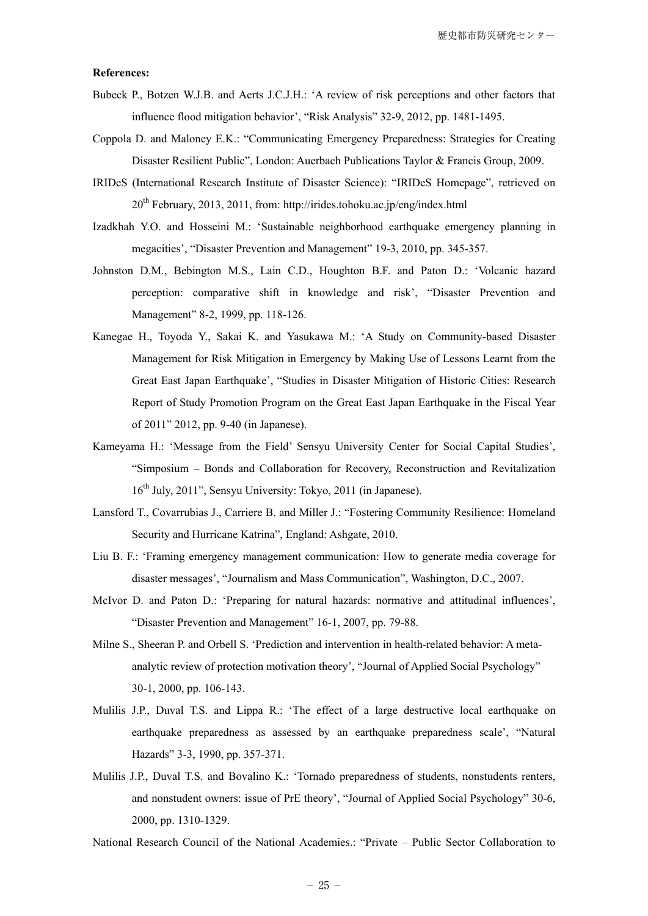**References:**

Bubeck P., Botzen W.J.B. and Aerts J.C.J.H.: 'A review of risk perceptions and other factors that influence flood mitigation behavior', "Risk Analysis" 32-9, 2012, pp. 1481-1495.

Coppola D. and Maloney E.K.: "Communicating Emergency Preparedness: Strategies for Creating Disaster Resilient Public", London: Auerbach Publications Taylor & Francis Group, 2009.

IRIDeS (International Research Institute of Disaster Science): "IRIDeS Homepage", retrieved on 20th February, 2013, 2011, from: http://irides.tohoku.ac.jp/eng/index.html

Izadkhah Y.O. and Hosseini M.: 'Sustainable neighborhood earthquake emergency planning in megacities', "Disaster Prevention and Management" 19-3, 2010, pp. 345-357.

Johnston D.M., Bebington M.S., Lain C.D., Houghton B.F. and Paton D.: 'Volcanic hazard perception: comparative shift in knowledge and risk', "Disaster Prevention and Management" 8-2, 1999, pp. 118-126.

Kanegae H., Toyoda Y., Sakai K. and Yasukawa M.: 'A Study on Community-based Disaster Management for Risk Mitigation in Emergency by Making Use of Lessons Learnt from the Great East Japan Earthquake', "Studies in Disaster Mitigation of Historic Cities: Research Report of Study Promotion Program on the Great East Japan Earthquake in the Fiscal Year of 2011" 2012, pp. 9-40 (in Japanese).

Kameyama H.: 'Message from the Field' Sensyu University Center for Social Capital Studies', "Simposium – Bonds and Collaboration for Recovery, Reconstruction and Revitalization 16th July, 2011", Sensyu University: Tokyo, 2011 (in Japanese).

Lansford T., Covarrubias J., Carriere B. and Miller J.: "Fostering Community Resilience: Homeland Security and Hurricane Katrina", England: Ashgate, 2010.

Liu B. F.: 'Framing emergency management communication: How to generate media coverage for disaster messages', "Journalism and Mass Communication", Washington, D.C., 2007.

McIvor D. and Paton D.: 'Preparing for natural hazards: normative and attitudinal influences', "Disaster Prevention and Management" 16-1, 2007, pp. 79-88.

Milne S., Sheeran P. and Orbell S. 'Prediction and intervention in health-related behavior: A meta-analytic review of protection motivation theory', "Journal of Applied Social Psychology" 30-1, 2000, pp. 106-143.

Mulilis J.P., Duval T.S. and Lippa R.: 'The effect of a large destructive local earthquake on earthquake preparedness as assessed by an earthquake preparedness scale', "Natural Hazards" 3-3, 1990, pp. 357-371.

Mulilis J.P., Duval T.S. and Bovalino K.: 'Tornado preparedness of students, nonstudents renters, and nonstudent owners: issue of PrE theory', "Journal of Applied Social Psychology" 30-6, 2000, pp. 1310-1329.

National Research Council of the National Academies.: "Private – Public Sector Collaboration to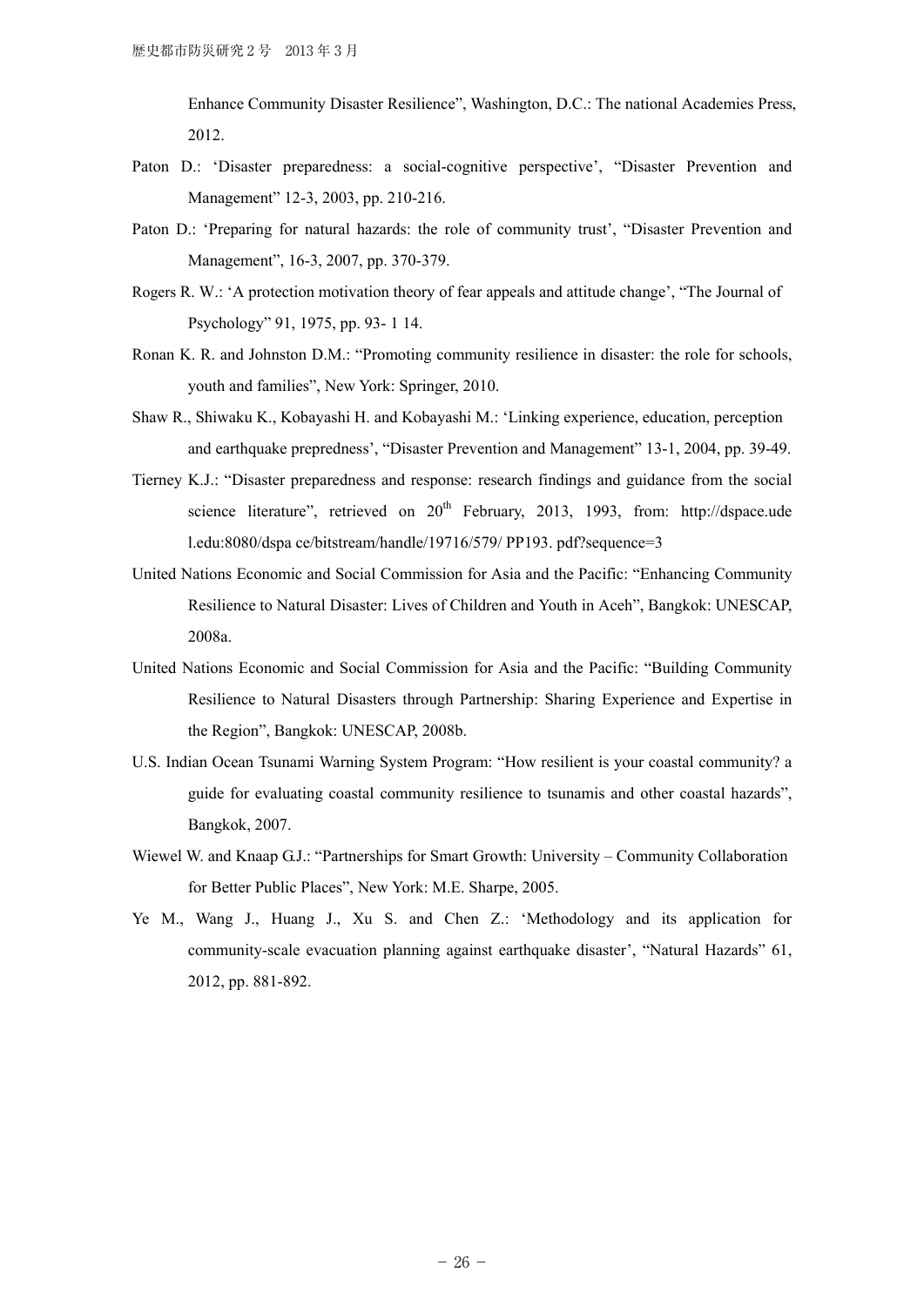Enhance Community Disaster Resilience", Washington, D.C.: The national Academies Press, 2012.

Paton D.: 'Disaster preparedness: a social-cognitive perspective', "Disaster Prevention and Management" 12-3, 2003, pp. 210-216.

Paton D.: 'Preparing for natural hazards: the role of community trust', "Disaster Prevention and Management", 16-3, 2007, pp. 370-379.

Rogers R. W.: 'A protection motivation theory of fear appeals and attitude change', "The Journal of Psychology" 91, 1975, pp. 93- 1 14.

Ronan K. R. and Johnston D.M.: "Promoting community resilience in disaster: the role for schools, youth and families", New York: Springer, 2010.

Shaw R., Shiwaku K., Kobayashi H. and Kobayashi M.: 'Linking experience, education, perception and earthquake prepredness', "Disaster Prevention and Management" 13-1, 2004, pp. 39-49.

Tierney K.J.: "Disaster preparedness and response: research findings and guidance from the social science literature", retrieved on 20th February, 2013, 1993, from: http://dspace.udel.edu:8080/dspa ce/bitstream/handle/19716/579/ PP193. pdf?sequence=3

United Nations Economic and Social Commission for Asia and the Pacific: "Enhancing Community Resilience to Natural Disaster: Lives of Children and Youth in Aceh", Bangkok: UNESCAP, 2008a.

United Nations Economic and Social Commission for Asia and the Pacific: "Building Community Resilience to Natural Disasters through Partnership: Sharing Experience and Expertise in the Region", Bangkok: UNESCAP, 2008b.

U.S. Indian Ocean Tsunami Warning System Program: "How resilient is your coastal community? a guide for evaluating coastal community resilience to tsunamis and other coastal hazards", Bangkok, 2007.

Wiewel W. and Knaap G.J.: "Partnerships for Smart Growth: University – Community Collaboration for Better Public Places", New York: M.E. Sharpe, 2005.

Ye M., Wang J., Huang J., Xu S. and Chen Z.: 'Methodology and its application for community-scale evacuation planning against earthquake disaster', "Natural Hazards" 61, 2012, pp. 881-892.